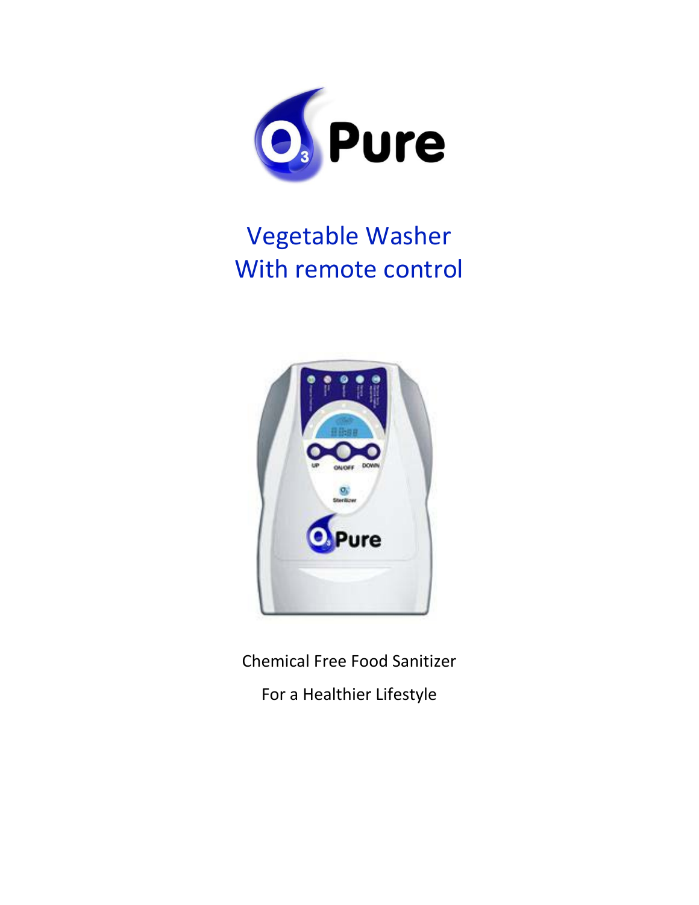# O3 Pure

## Vegetable Washer
## With remote control

Chemical Free Food Sanitizer

For a Healthier Lifestyle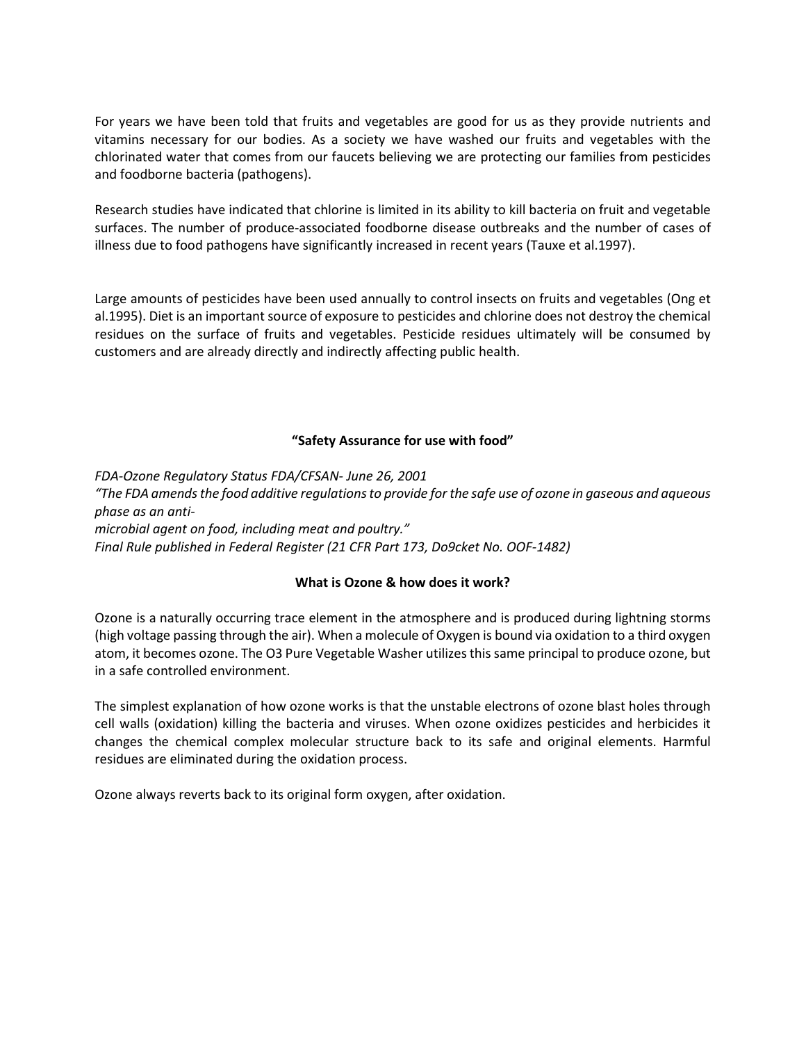For years we have been told that fruits and vegetables are good for us as they provide nutrients and vitamins necessary for our bodies. As a society we have washed our fruits and vegetables with the chlorinated water that comes from our faucets believing we are protecting our families from pesticides and foodborne bacteria (pathogens).

Research studies have indicated that chlorine is limited in its ability to kill bacteria on fruit and vegetable surfaces. The number of produce-associated foodborne disease outbreaks and the number of cases of illness due to food pathogens have significantly increased in recent years (Tauxe et al.1997).

Large amounts of pesticides have been used annually to control insects on fruits and vegetables (Ong et al.1995). Diet is an important source of exposure to pesticides and chlorine does not destroy the chemical residues on the surface of fruits and vegetables. Pesticide residues ultimately will be consumed by customers and are already directly and indirectly affecting public health.

**"Safety Assurance for use with food"**

*FDA-Ozone Regulatory Status FDA/CFSAN- June 26, 2001*
*"The FDA amends the food additive regulations to provide for the safe use of ozone in gaseous and aqueous phase as an anti-*
*microbial agent on food, including meat and poultry."*
*Final Rule published in Federal Register (21 CFR Part 173, Do9cket No. OOF-1482)*

**What is Ozone & how does it work?**

Ozone is a naturally occurring trace element in the atmosphere and is produced during lightning storms (high voltage passing through the air). When a molecule of Oxygen is bound via oxidation to a third oxygen atom, it becomes ozone. The O3 Pure Vegetable Washer utilizes this same principal to produce ozone, but in a safe controlled environment.

The simplest explanation of how ozone works is that the unstable electrons of ozone blast holes through cell walls (oxidation) killing the bacteria and viruses. When ozone oxidizes pesticides and herbicides it changes the chemical complex molecular structure back to its safe and original elements. Harmful residues are eliminated during the oxidation process.

Ozone always reverts back to its original form oxygen, after oxidation.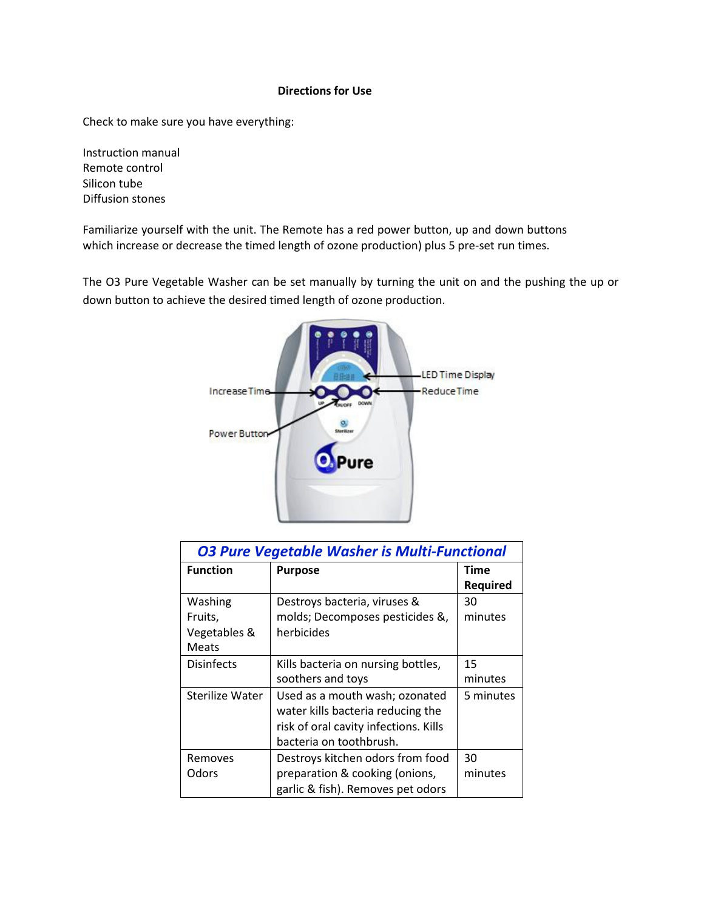**Directions for Use**

Check to make sure you have everything:

Instruction manual
Remote control
Silicon tube
Diffusion stones

Familiarize yourself with the unit. The Remote has a red power button, up and down buttons which increase or decrease the timed length of ozone production) plus 5 pre-set run times.

The O3 Pure Vegetable Washer can be set manually by turning the unit on and the pushing the up or down button to achieve the desired timed length of ozone production.

Increase Time

Power Button

LED Time Display

Reduce Time

| *O3 Pure Vegetable Washer is Multi-Functional* | | |
|---|---|---|
| **Function** | **Purpose** | **Time Required** |
| Washing Fruits, Vegetables & Meats | Destroys bacteria, viruses & molds; Decomposes pesticides &, herbicides | 30 minutes |
| Disinfects | Kills bacteria on nursing bottles, soothers and toys | 15 minutes |
| Sterilize Water | Used as a mouth wash; ozonated water kills bacteria reducing the risk of oral cavity infections. Kills bacteria on toothbrush. | 5 minutes |
| Removes Odors | Destroys kitchen odors from food preparation & cooking (onions, garlic & fish). Removes pet odors | 30 minutes |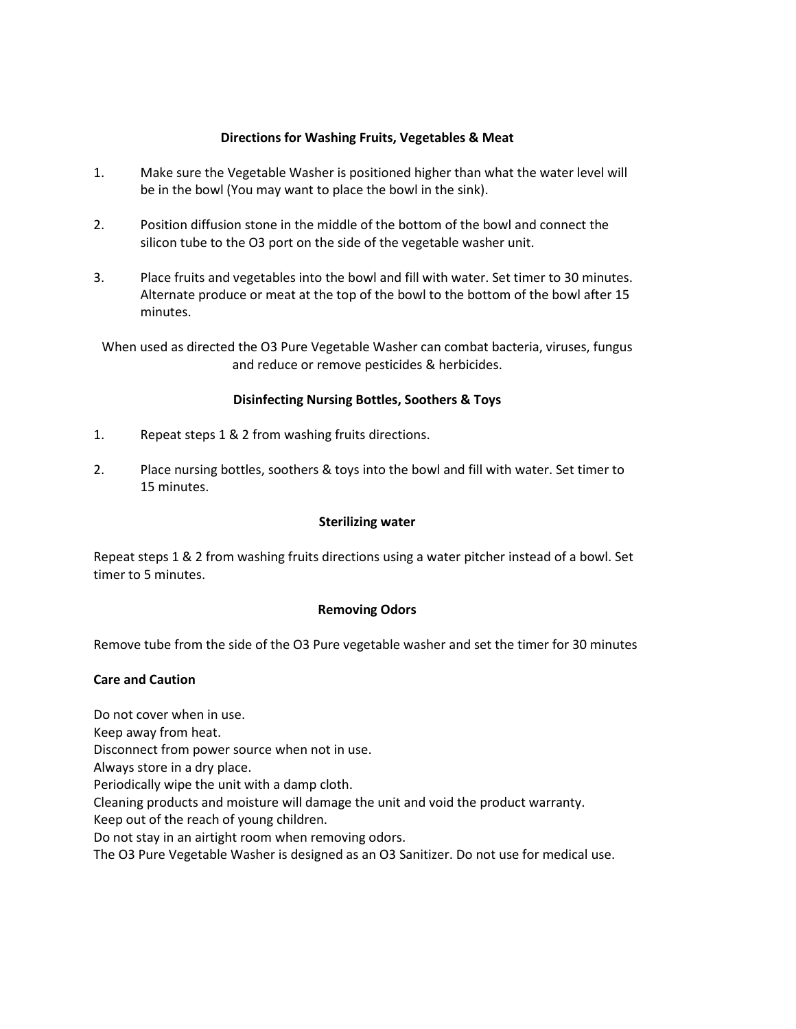## Directions for Washing Fruits, Vegetables & Meat

1. Make sure the Vegetable Washer is positioned higher than what the water level will be in the bowl (You may want to place the bowl in the sink).
2. Position diffusion stone in the middle of the bottom of the bowl and connect the silicon tube to the O3 port on the side of the vegetable washer unit.
3. Place fruits and vegetables into the bowl and fill with water. Set timer to 30 minutes. Alternate produce or meat at the top of the bowl to the bottom of the bowl after 15 minutes.

When used as directed the O3 Pure Vegetable Washer can combat bacteria, viruses, fungus and reduce or remove pesticides & herbicides.

## Disinfecting Nursing Bottles, Soothers & Toys

1. Repeat steps 1 & 2 from washing fruits directions.
2. Place nursing bottles, soothers & toys into the bowl and fill with water. Set timer to 15 minutes.

## Sterilizing water

Repeat steps 1 & 2 from washing fruits directions using a water pitcher instead of a bowl. Set timer to 5 minutes.

## Removing Odors

Remove tube from the side of the O3 Pure vegetable washer and set the timer for 30 minutes

**Care and Caution**

Do not cover when in use.
Keep away from heat.
Disconnect from power source when not in use.
Always store in a dry place.
Periodically wipe the unit with a damp cloth.
Cleaning products and moisture will damage the unit and void the product warranty.
Keep out of the reach of young children.
Do not stay in an airtight room when removing odors.
The O3 Pure Vegetable Washer is designed as an O3 Sanitizer. Do not use for medical use.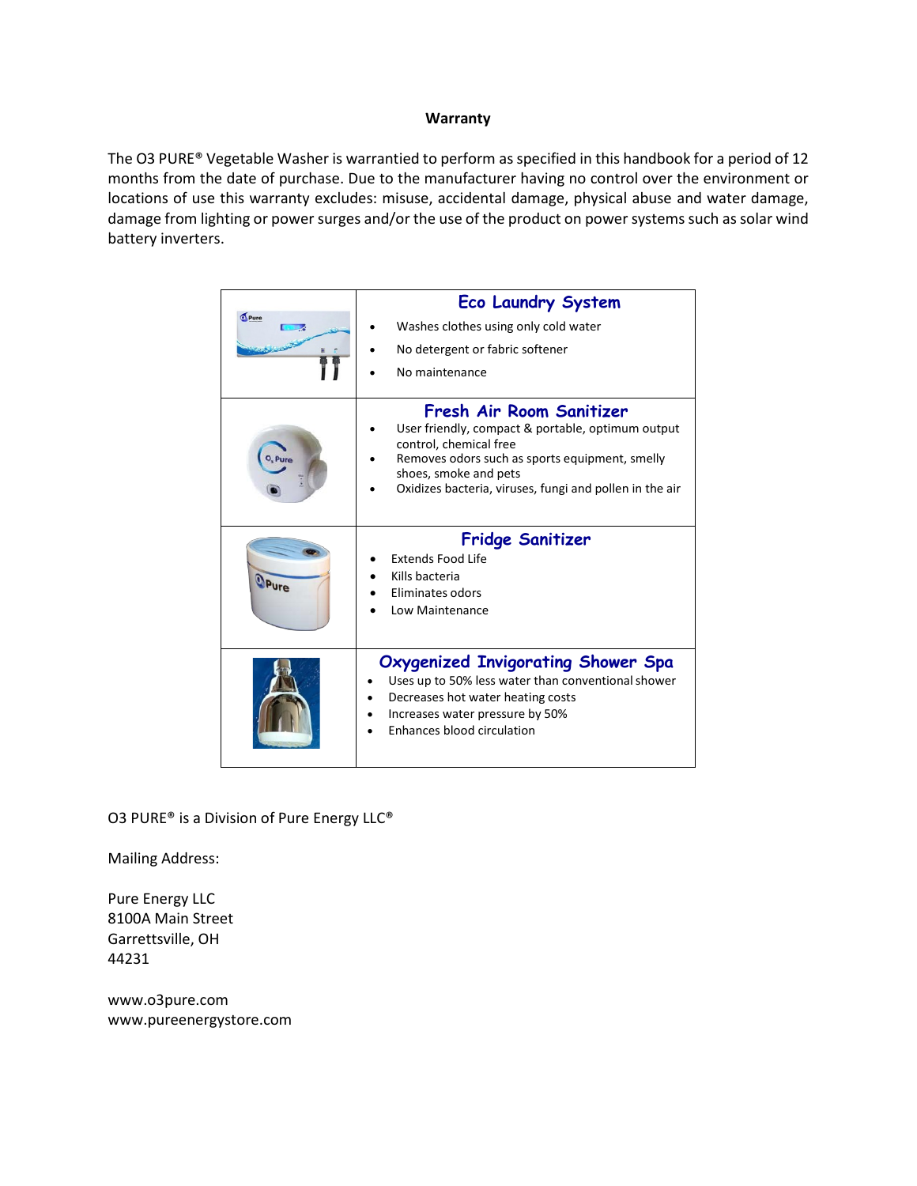**Warranty**

The O3 PURE® Vegetable Washer is warrantied to perform as specified in this handbook for a period of 12 months from the date of purchase. Due to the manufacturer having no control over the environment or locations of use this warranty excludes: misuse, accidental damage, physical abuse and water damage, damage from lighting or power surges and/or the use of the product on power systems such as solar wind battery inverters.

| | |
|---|---|
| | **Eco Laundry System**<br>• Washes clothes using only cold water<br>• No detergent or fabric softener<br>• No maintenance |
| | **Fresh Air Room Sanitizer**<br>• User friendly, compact & portable, optimum output control, chemical free<br>• Removes odors such as sports equipment, smelly shoes, smoke and pets<br>• Oxidizes bacteria, viruses, fungi and pollen in the air |
| | **Fridge Sanitizer**<br>• Extends Food Life<br>• Kills bacteria<br>• Eliminates odors<br>• Low Maintenance |
| | **Oxygenized Invigorating Shower Spa**<br>• Uses up to 50% less water than conventional shower<br>• Decreases hot water heating costs<br>• Increases water pressure by 50%<br>• Enhances blood circulation |

O3 PURE® is a Division of Pure Energy LLC®

Mailing Address:

Pure Energy LLC
8100A Main Street
Garrettsville, OH
44231

www.o3pure.com
www.pureenergystore.com